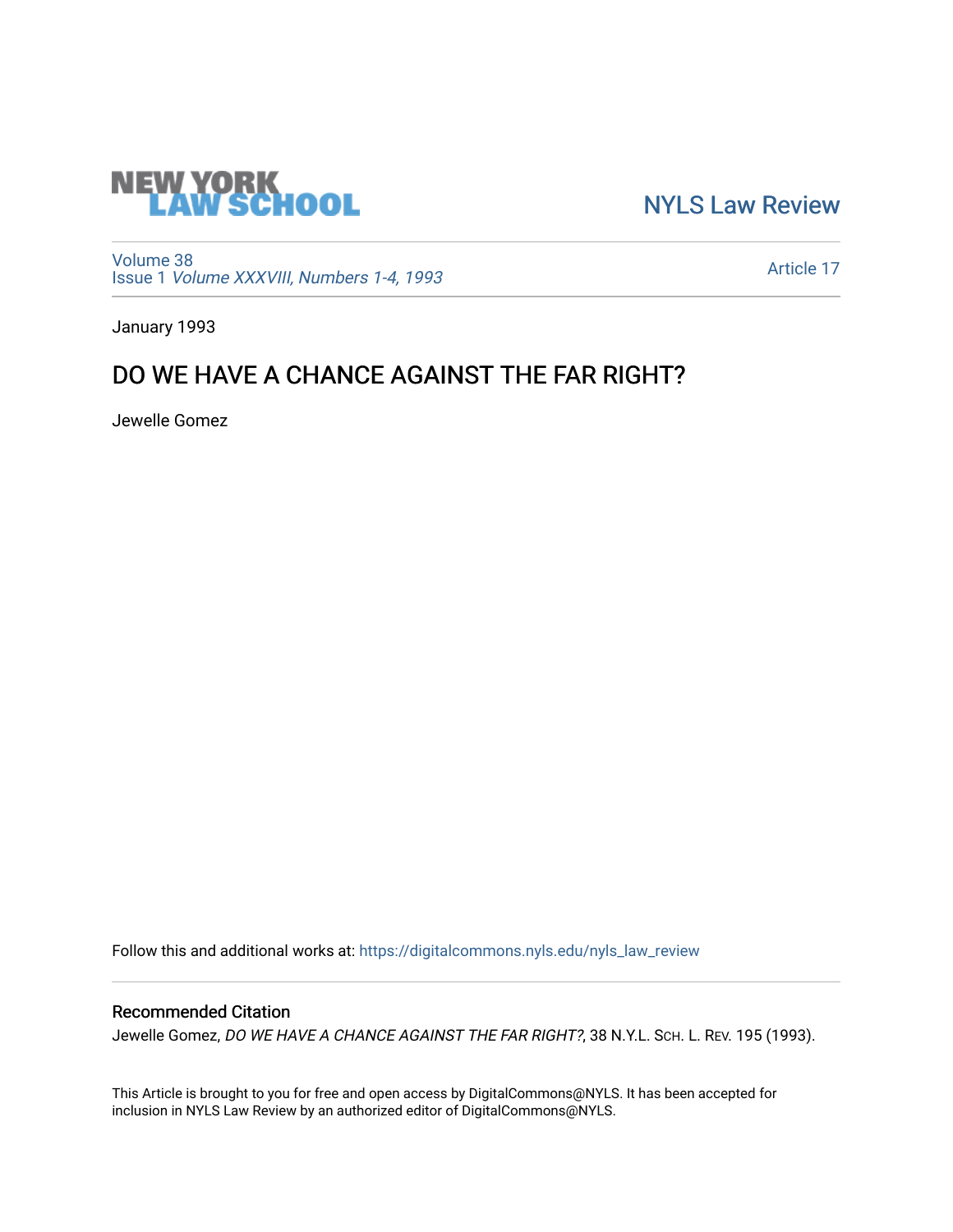NEW YORK LAW SCHOOL

NYLS Law Review

Volume 38
Issue 1 *Volume XXXVIII, Numbers 1-4, 1993*

Article 17

January 1993

# DO WE HAVE A CHANCE AGAINST THE FAR RIGHT?

Jewelle Gomez

Follow this and additional works at: https://digitalcommons.nyls.edu/nyls_law_review

## Recommended Citation

Jewelle Gomez, *DO WE HAVE A CHANCE AGAINST THE FAR RIGHT?*, 38 N.Y.L. SCH. L. REV. 195 (1993).

This Article is brought to you for free and open access by DigitalCommons@NYLS. It has been accepted for inclusion in NYLS Law Review by an authorized editor of DigitalCommons@NYLS.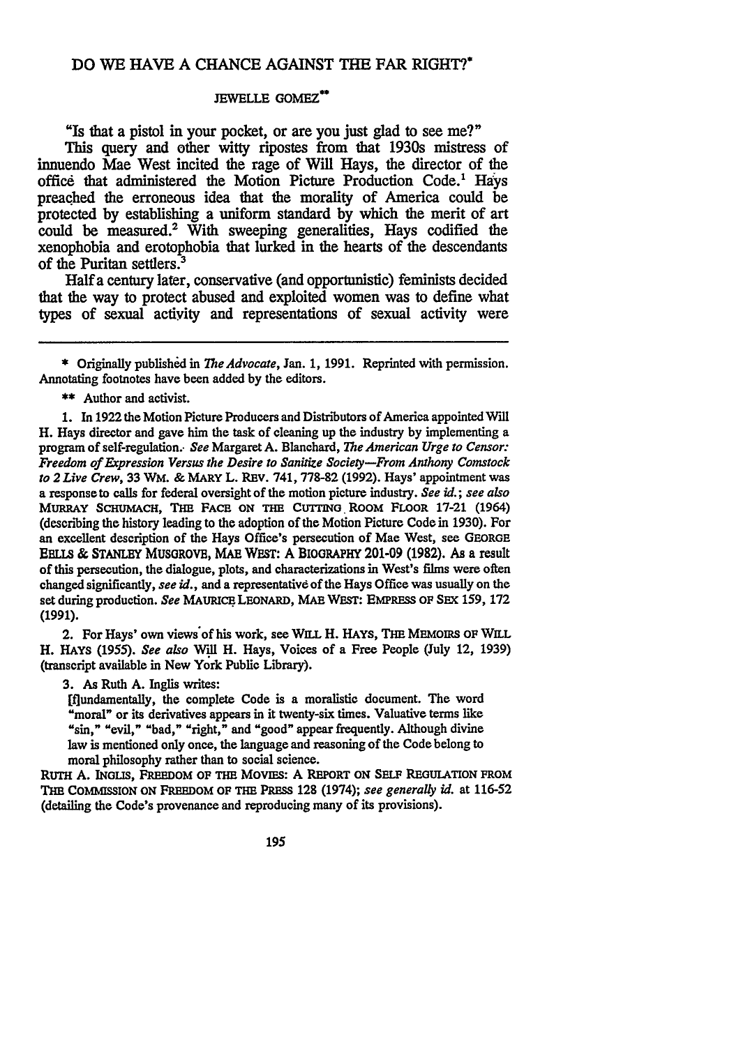# DO WE HAVE A CHANCE AGAINST THE FAR RIGHT?*

JEWELLE GOMEZ**

"Is that a pistol in your pocket, or are you just glad to see me?"

This query and other witty ripostes from that 1930s mistress of innuendo Mae West incited the rage of Will Hays, the director of the office that administered the Motion Picture Production Code.[1] Hays preached the erroneous idea that the morality of America could be protected by establishing a uniform standard by which the merit of art could be measured.[2] With sweeping generalities, Hays codified the xenophobia and erotophobia that lurked in the hearts of the descendants of the Puritan settlers.[3]

Half a century later, conservative (and opportunistic) feminists decided that the way to protect abused and exploited women was to define what types of sexual activity and representations of sexual activity were

---

\* Originally published in *The Advocate*, Jan. 1, 1991. Reprinted with permission. Annotating footnotes have been added by the editors.

\*\* Author and activist.

1. In 1922 the Motion Picture Producers and Distributors of America appointed Will H. Hays director and gave him the task of cleaning up the industry by implementing a program of self-regulation. *See* Margaret A. Blanchard, *The American Urge to Censor: Freedom of Expression Versus the Desire to Sanitize Society—From Anthony Comstock to 2 Live Crew*, 33 WM. & MARY L. REV. 741, 778-82 (1992). Hays' appointment was a response to calls for federal oversight of the motion picture industry. *See id.*; *see also* MURRAY SCHUMACH, THE FACE ON THE CUTTING ROOM FLOOR 17-21 (1964) (describing the history leading to the adoption of the Motion Picture Code in 1930). For an excellent description of the Hays Office's persecution of Mae West, see GEORGE EELLS & STANLEY MUSGROVE, MAE WEST: A BIOGRAPHY 201-09 (1982). As a result of this persecution, the dialogue, plots, and characterizations in West's films were often changed significantly, *see id.*, and a representative of the Hays Office was usually on the set during production. *See* MAURICE LEONARD, MAE WEST: EMPRESS OF SEX 159, 172 (1991).

2. For Hays' own views of his work, see WILL H. HAYS, THE MEMOIRS OF WILL H. HAYS (1955). *See also* Will H. Hays, Voices of a Free People (July 12, 1939) (transcript available in New York Public Library).

3. As Ruth A. Inglis writes:

> [f]undamentally, the complete Code is a moralistic document. The word "moral" or its derivatives appears in it twenty-six times. Valuative terms like "sin," "evil," "bad," "right," and "good" appear frequently. Although divine law is mentioned only once, the language and reasoning of the Code belong to moral philosophy rather than to social science.

RUTH A. INGLIS, FREEDOM OF THE MOVIES: A REPORT ON SELF REGULATION FROM THE COMMISSION ON FREEDOM OF THE PRESS 128 (1974); *see generally id.* at 116-52 (detailing the Code's provenance and reproducing many of its provisions).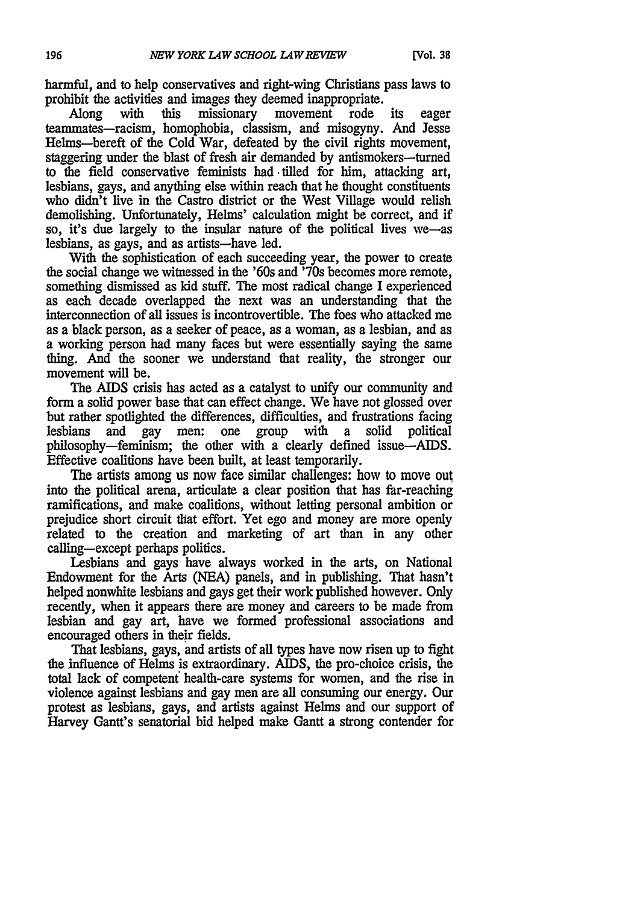harmful, and to help conservatives and right-wing Christians pass laws to prohibit the activities and images they deemed inappropriate.

Along with this missionary movement rode its eager teammates—racism, homophobia, classism, and misogyny. And Jesse Helms—bereft of the Cold War, defeated by the civil rights movement, staggering under the blast of fresh air demanded by antismokers—turned to the field conservative feminists had tilled for him, attacking art, lesbians, gays, and anything else within reach that he thought constituents who didn't live in the Castro district or the West Village would relish demolishing. Unfortunately, Helms' calculation might be correct, and if so, it's due largely to the insular nature of the political lives we—as lesbians, as gays, and as artists—have led.

With the sophistication of each succeeding year, the power to create the social change we witnessed in the '60s and '70s becomes more remote, something dismissed as kid stuff. The most radical change I experienced as each decade overlapped the next was an understanding that the interconnection of all issues is incontrovertible. The foes who attacked me as a black person, as a seeker of peace, as a woman, as a lesbian, and as a working person had many faces but were essentially saying the same thing. And the sooner we understand that reality, the stronger our movement will be.

The AIDS crisis has acted as a catalyst to unify our community and form a solid power base that can effect change. We have not glossed over but rather spotlighted the differences, difficulties, and frustrations facing lesbians and gay men: one group with a solid political philosophy—feminism; the other with a clearly defined issue—AIDS. Effective coalitions have been built, at least temporarily.

The artists among us now face similar challenges: how to move out into the political arena, articulate a clear position that has far-reaching ramifications, and make coalitions, without letting personal ambition or prejudice short circuit that effort. Yet ego and money are more openly related to the creation and marketing of art than in any other calling—except perhaps politics.

Lesbians and gays have always worked in the arts, on National Endowment for the Arts (NEA) panels, and in publishing. That hasn't helped nonwhite lesbians and gays get their work published however. Only recently, when it appears there are money and careers to be made from lesbian and gay art, have we formed professional associations and encouraged others in their fields.

That lesbians, gays, and artists of all types have now risen up to fight the influence of Helms is extraordinary. AIDS, the pro-choice crisis, the total lack of competent health-care systems for women, and the rise in violence against lesbians and gay men are all consuming our energy. Our protest as lesbians, gays, and artists against Helms and our support of Harvey Gantt's senatorial bid helped make Gantt a strong contender for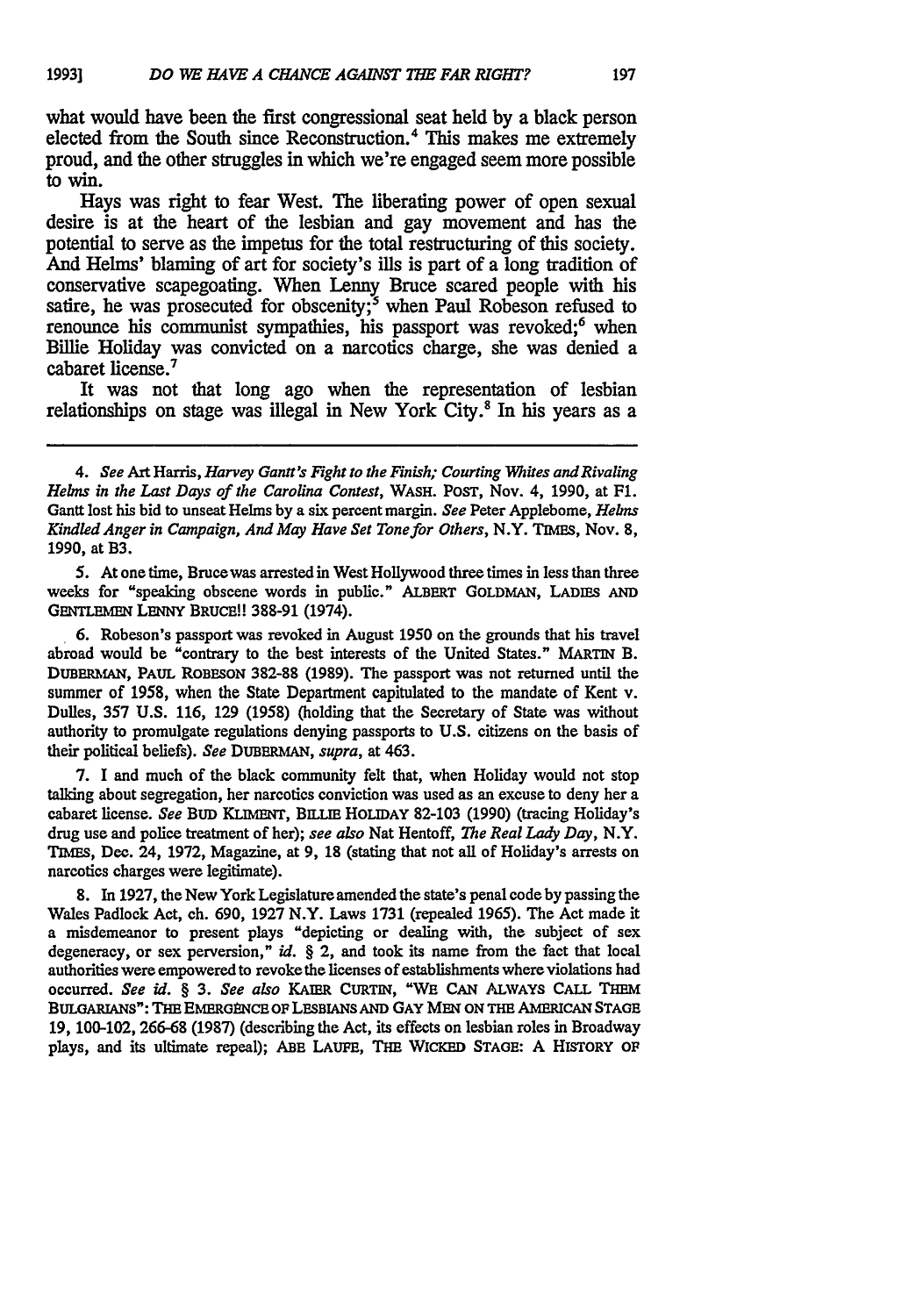what would have been the first congressional seat held by a black person elected from the South since Reconstruction.[4] This makes me extremely proud, and the other struggles in which we're engaged seem more possible to win.

Hays was right to fear West. The liberating power of open sexual desire is at the heart of the lesbian and gay movement and has the potential to serve as the impetus for the total restructuring of this society. And Helms' blaming of art for society's ills is part of a long tradition of conservative scapegoating. When Lenny Bruce scared people with his satire, he was prosecuted for obscenity;[5] when Paul Robeson refused to renounce his communist sympathies, his passport was revoked;[6] when Billie Holiday was convicted on a narcotics charge, she was denied a cabaret license.[7]

It was not that long ago when the representation of lesbian relationships on stage was illegal in New York City.[8] In his years as a

---

4. *See* Art Harris, *Harvey Gantt's Fight to the Finish; Courting Whites and Rivaling Helms in the Last Days of the Carolina Contest*, WASH. POST, Nov. 4, 1990, at F1. Gantt lost his bid to unseat Helms by a six percent margin. *See* Peter Applebome, *Helms Kindled Anger in Campaign, And May Have Set Tone for Others*, N.Y. TIMES, Nov. 8, 1990, at B3.

5. At one time, Bruce was arrested in West Hollywood three times in less than three weeks for "speaking obscene words in public." ALBERT GOLDMAN, LADIES AND GENTLEMEN LENNY BRUCE!! 388-91 (1974).

6. Robeson's passport was revoked in August 1950 on the grounds that his travel abroad would be "contrary to the best interests of the United States." MARTIN B. DUBERMAN, PAUL ROBESON 382-88 (1989). The passport was not returned until the summer of 1958, when the State Department capitulated to the mandate of Kent v. Dulles, 357 U.S. 116, 129 (1958) (holding that the Secretary of State was without authority to promulgate regulations denying passports to U.S. citizens on the basis of their political beliefs). *See* DUBERMAN, *supra*, at 463.

7. I and much of the black community felt that, when Holiday would not stop talking about segregation, her narcotics conviction was used as an excuse to deny her a cabaret license. *See* BUD KLIMENT, BILLIE HOLIDAY 82-103 (1990) (tracing Holiday's drug use and police treatment of her); *see also* Nat Hentoff, *The Real Lady Day*, N.Y. TIMES, Dec. 24, 1972, Magazine, at 9, 18 (stating that not all of Holiday's arrests on narcotics charges were legitimate).

8. In 1927, the New York Legislature amended the state's penal code by passing the Wales Padlock Act, ch. 690, 1927 N.Y. Laws 1731 (repealed 1965). The Act made it a misdemeanor to present plays "depicting or dealing with, the subject of sex degeneracy, or sex perversion," *id.* § 2, and took its name from the fact that local authorities were empowered to revoke the licenses of establishments where violations had occurred. *See id.* § 3. *See also* KAIER CURTIN, "WE CAN ALWAYS CALL THEM BULGARIANS": THE EMERGENCE OF LESBIANS AND GAY MEN ON THE AMERICAN STAGE 19, 100-102, 266-68 (1987) (describing the Act, its effects on lesbian roles in Broadway plays, and its ultimate repeal); ABE LAUFE, THE WICKED STAGE: A HISTORY OF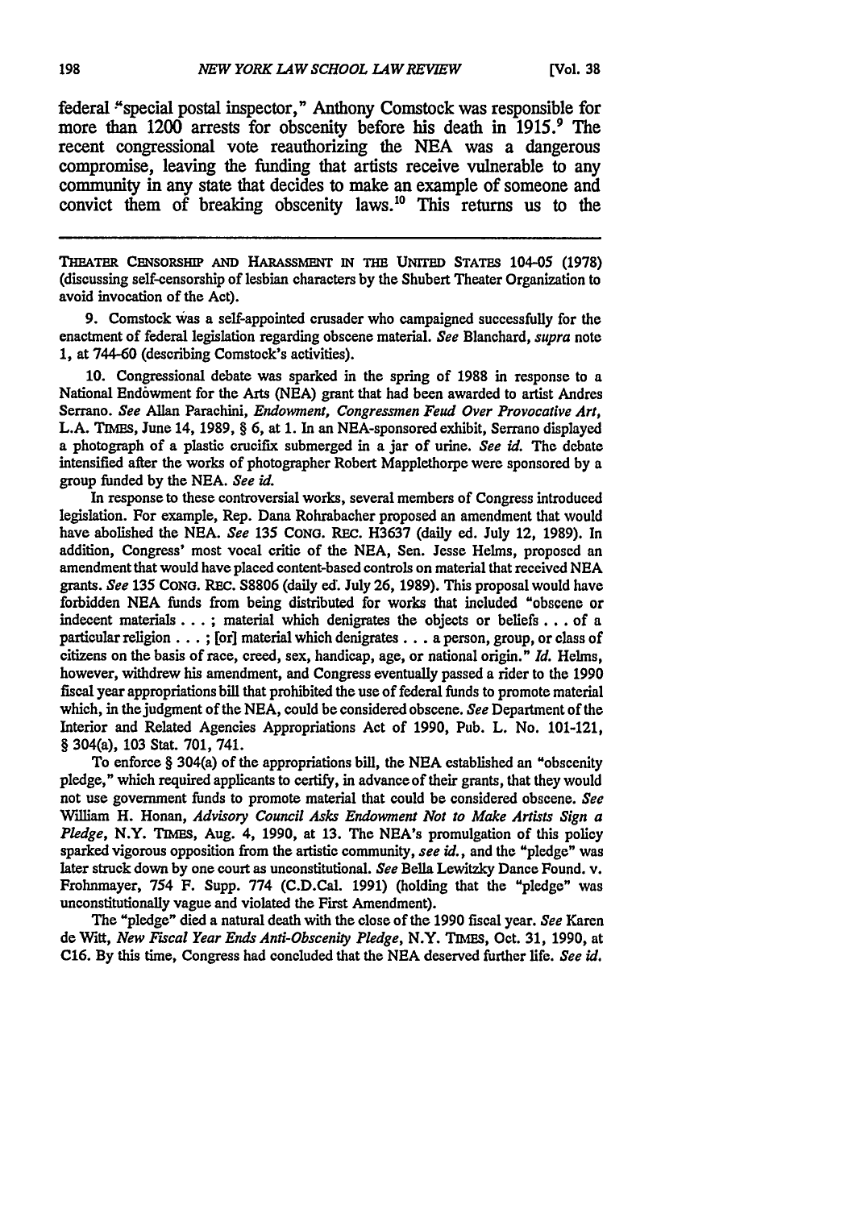federal "special postal inspector," Anthony Comstock was responsible for more than 1200 arrests for obscenity before his death in 1915.[9] The recent congressional vote reauthorizing the NEA was a dangerous compromise, leaving the funding that artists receive vulnerable to any community in any state that decides to make an example of someone and convict them of breaking obscenity laws.[10] This returns us to the

THEATER CENSORSHIP AND HARASSMENT IN THE UNITED STATES 104-05 (1978) (discussing self-censorship of lesbian characters by the Shubert Theater Organization to avoid invocation of the Act).

9. Comstock was a self-appointed crusader who campaigned successfully for the enactment of federal legislation regarding obscene material. *See* Blanchard, *supra* note 1, at 744-60 (describing Comstock's activities).

10. Congressional debate was sparked in the spring of 1988 in response to a National Endowment for the Arts (NEA) grant that had been awarded to artist Andres Serrano. *See* Allan Parachini, *Endowment, Congressmen Feud Over Provocative Art*, L.A. TIMES, June 14, 1989, § 6, at 1. In an NEA-sponsored exhibit, Serrano displayed a photograph of a plastic crucifix submerged in a jar of urine. *See id.* The debate intensified after the works of photographer Robert Mapplethorpe were sponsored by a group funded by the NEA. *See id.*

In response to these controversial works, several members of Congress introduced legislation. For example, Rep. Dana Rohrabacher proposed an amendment that would have abolished the NEA. *See* 135 CONG. REC. H3637 (daily ed. July 12, 1989). In addition, Congress' most vocal critic of the NEA, Sen. Jesse Helms, proposed an amendment that would have placed content-based controls on material that received NEA grants. *See* 135 CONG. REC. S8806 (daily ed. July 26, 1989). This proposal would have forbidden NEA funds from being distributed for works that included "obscene or indecent materials . . . ; material which denigrates the objects or beliefs . . . of a particular religion . . . ; [or] material which denigrates . . . a person, group, or class of citizens on the basis of race, creed, sex, handicap, age, or national origin." *Id.* Helms, however, withdrew his amendment, and Congress eventually passed a rider to the 1990 fiscal year appropriations bill that prohibited the use of federal funds to promote material which, in the judgment of the NEA, could be considered obscene. *See* Department of the Interior and Related Agencies Appropriations Act of 1990, Pub. L. No. 101-121, § 304(a), 103 Stat. 701, 741.

To enforce § 304(a) of the appropriations bill, the NEA established an "obscenity pledge," which required applicants to certify, in advance of their grants, that they would not use government funds to promote material that could be considered obscene. *See* William H. Honan, *Advisory Council Asks Endowment Not to Make Artists Sign a Pledge*, N.Y. TIMES, Aug. 4, 1990, at 13. The NEA's promulgation of this policy sparked vigorous opposition from the artistic community, *see id.*, and the "pledge" was later struck down by one court as unconstitutional. *See* Bella Lewitzky Dance Found. v. Frohnmayer, 754 F. Supp. 774 (C.D.Cal. 1991) (holding that the "pledge" was unconstitutionally vague and violated the First Amendment).

The "pledge" died a natural death with the close of the 1990 fiscal year. *See* Karen de Witt, *New Fiscal Year Ends Anti-Obscenity Pledge*, N.Y. TIMES, Oct. 31, 1990, at C16. By this time, Congress had concluded that the NEA deserved further life. *See id.*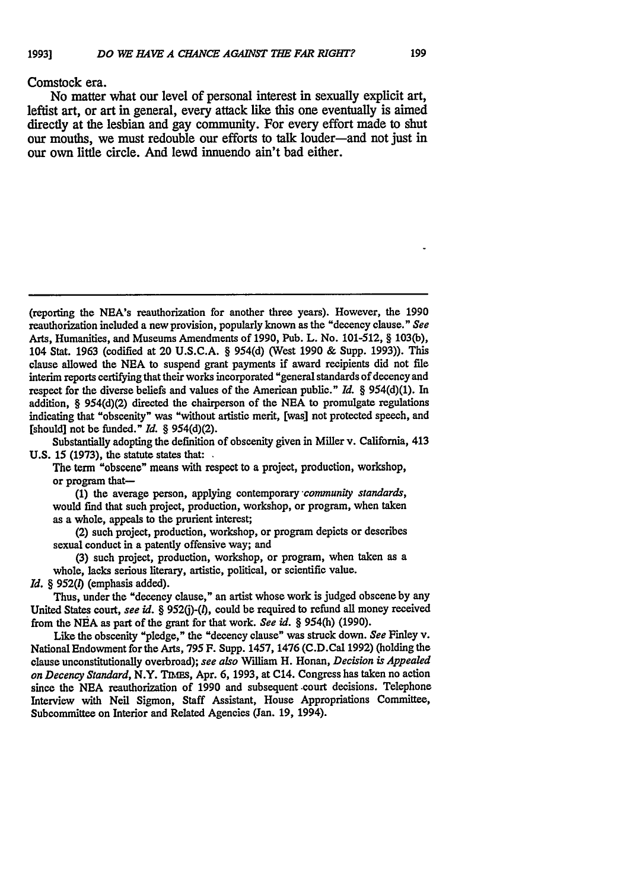Comstock era.

No matter what our level of personal interest in sexually explicit art, leftist art, or art in general, every attack like this one eventually is aimed directly at the lesbian and gay community. For every effort made to shut our mouths, we must redouble our efforts to talk louder—and not just in our own little circle. And lewd innuendo ain't bad either.

---

(reporting the NEA's reauthorization for another three years). However, the 1990 reauthorization included a new provision, popularly known as the "decency clause." *See* Arts, Humanities, and Museums Amendments of 1990, Pub. L. No. 101-512, § 103(b), 104 Stat. 1963 (codified at 20 U.S.C.A. § 954(d) (West 1990 & Supp. 1993)). This clause allowed the NEA to suspend grant payments if award recipients did not file interim reports certifying that their works incorporated "general standards of decency and respect for the diverse beliefs and values of the American public." *Id.* § 954(d)(1). In addition, § 954(d)(2) directed the chairperson of the NEA to promulgate regulations indicating that "obscenity" was "without artistic merit, [was] not protected speech, and [should] not be funded." *Id.* § 954(d)(2).

Substantially adopting the definition of obscenity given in Miller v. California, 413 U.S. 15 (1973), the statute states that:

> The term "obscene" means with respect to a project, production, workshop, or program that—
>
> (1) the average person, applying contemporary *community standards*, would find that such project, production, workshop, or program, when taken as a whole, appeals to the prurient interest;
>
> (2) such project, production, workshop, or program depicts or describes sexual conduct in a patently offensive way; and
>
> (3) such project, production, workshop, or program, when taken as a whole, lacks serious literary, artistic, political, or scientific value.

*Id.* § 952(*l*) (emphasis added).

Thus, under the "decency clause," an artist whose work is judged obscene by any United States court, *see id.* § 952(j)-(*l*), could be required to refund all money received from the NEA as part of the grant for that work. *See id.* § 954(h) (1990).

Like the obscenity "pledge," the "decency clause" was struck down. *See* Finley v. National Endowment for the Arts, 795 F. Supp. 1457, 1476 (C.D.Cal 1992) (holding the clause unconstitutionally overbroad); *see also* William H. Honan, *Decision is Appealed on Decency Standard*, N.Y. TIMES, Apr. 6, 1993, at C14. Congress has taken no action since the NEA reauthorization of 1990 and subsequent court decisions. Telephone Interview with Neil Sigmon, Staff Assistant, House Appropriations Committee, Subcommittee on Interior and Related Agencies (Jan. 19, 1994).